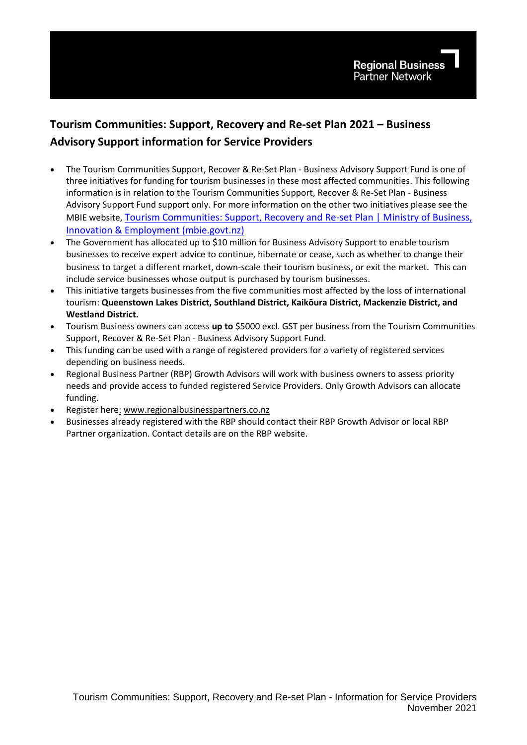Regional Business Partner Network

## Tourism Communities: Support, Recovery and Re-set Plan 2021 – Business Advisory Support information for Service Providers

- The Tourism Communities Support, Recover & Re-Set Plan - Business Advisory Support Fund is one of three initiatives for funding for tourism businesses in these most affected communities. This following information is in relation to the Tourism Communities Support, Recover & Re-Set Plan - Business Advisory Support Fund support only. For more information on the other two initiatives please see the MBIE website, [Tourism Communities: Support, Recovery and Re-set Plan | Ministry of Business, Innovation & Employment (mbie.govt.nz)](mbie.govt.nz)
- The Government has allocated up to $10 million for Business Advisory Support to enable tourism businesses to receive expert advice to continue, hibernate or cease, such as whether to change their business to target a different market, down-scale their tourism business, or exit the market. This can include service businesses whose output is purchased by tourism businesses.
- This initiative targets businesses from the five communities most affected by the loss of international tourism: **Queenstown Lakes District, Southland District, Kaikōura District, Mackenzie District, and Westland District.**
- Tourism Business owners can access **up to** $5000 excl. GST per business from the Tourism Communities Support, Recover & Re-Set Plan - Business Advisory Support Fund.
- This funding can be used with a range of registered providers for a variety of registered services depending on business needs.
- Regional Business Partner (RBP) Growth Advisors will work with business owners to assess priority needs and provide access to funded registered Service Providers. Only Growth Advisors can allocate funding.
- Register here: www.regionalbusinesspartners.co.nz
- Businesses already registered with the RBP should contact their RBP Growth Advisor or local RBP Partner organization. Contact details are on the RBP website.

Tourism Communities: Support, Recovery and Re-set Plan - Information for Service Providers
November 2021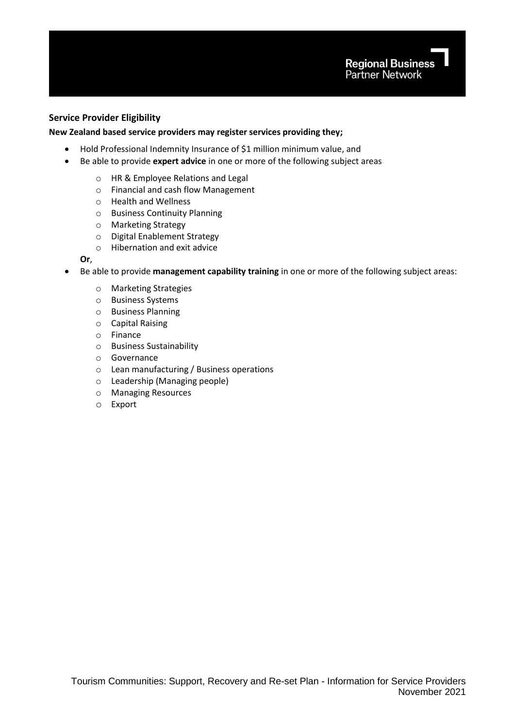## Service Provider Eligibility

**New Zealand based service providers may register services providing they;**

- Hold Professional Indemnity Insurance of $1 million minimum value, and
- Be able to provide **expert advice** in one or more of the following subject areas
    - HR & Employee Relations and Legal
    - Financial and cash flow Management
    - Health and Wellness
    - Business Continuity Planning
    - Marketing Strategy
    - Digital Enablement Strategy
    - Hibernation and exit advice

  **Or**,
- Be able to provide **management capability training** in one or more of the following subject areas:
    - Marketing Strategies
    - Business Systems
    - Business Planning
    - Capital Raising
    - Finance
    - Business Sustainability
    - Governance
    - Lean manufacturing / Business operations
    - Leadership (Managing people)
    - Managing Resources
    - Export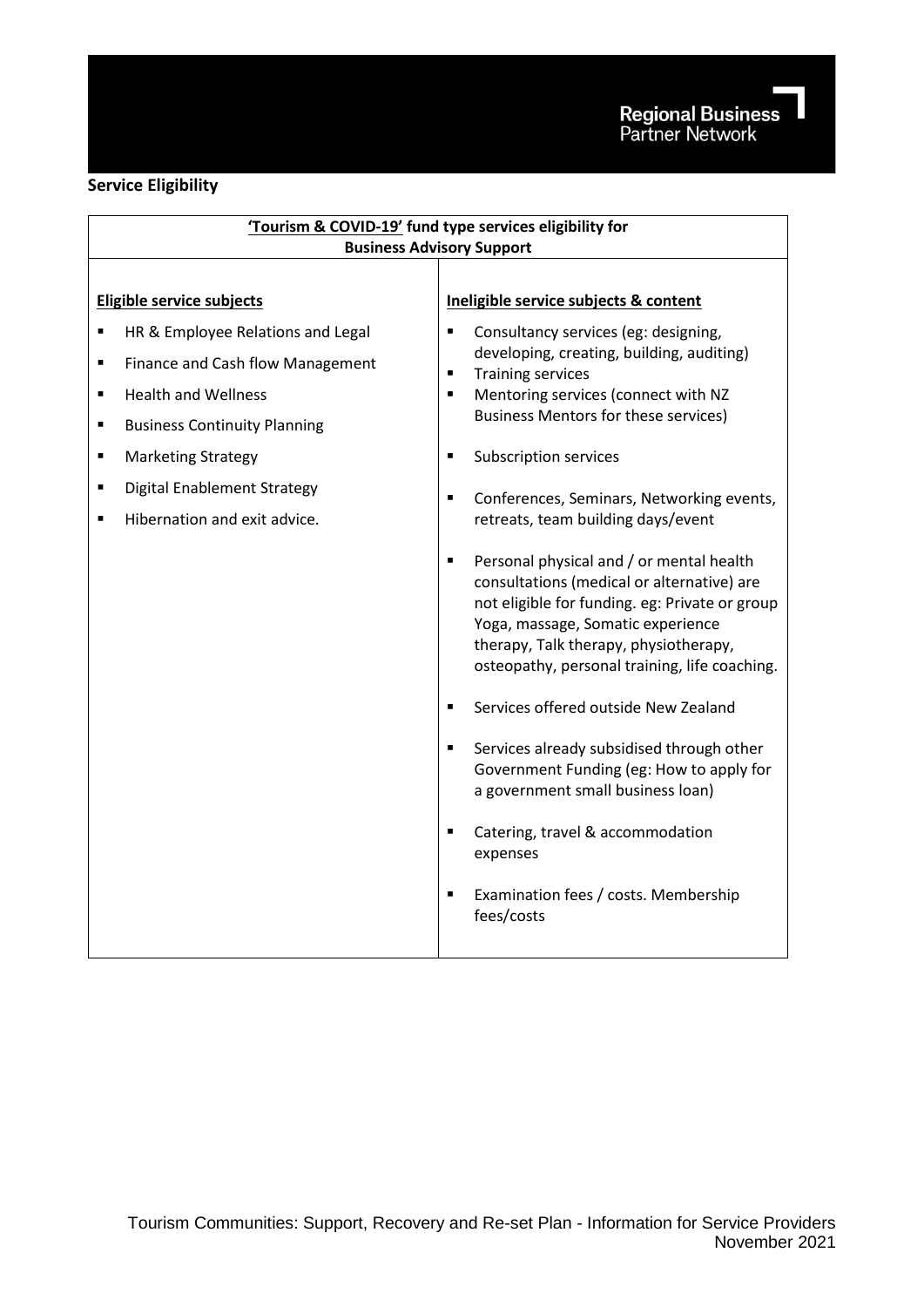**Service Eligibility**

| 'Tourism & COVID-19' fund type services eligibility for Business Advisory Support | |
|---|---|
| **Eligible service subjects** | **Ineligible service subjects & content** |
| ▪ HR & Employee Relations and Legal<br>▪ Finance and Cash flow Management<br>▪ Health and Wellness<br>▪ Business Continuity Planning<br>▪ Marketing Strategy<br>▪ Digital Enablement Strategy<br>▪ Hibernation and exit advice. | ▪ Consultancy services (eg: designing, developing, creating, building, auditing)<br>▪ Training services<br>▪ Mentoring services (connect with NZ Business Mentors for these services)<br>▪ Subscription services<br>▪ Conferences, Seminars, Networking events, retreats, team building days/event<br>▪ Personal physical and / or mental health consultations (medical or alternative) are not eligible for funding. eg: Private or group Yoga, massage, Somatic experience therapy, Talk therapy, physiotherapy, osteopathy, personal training, life coaching.<br>▪ Services offered outside New Zealand<br>▪ Services already subsidised through other Government Funding (eg: How to apply for a government small business loan)<br>▪ Catering, travel & accommodation expenses<br>▪ Examination fees / costs. Membership fees/costs |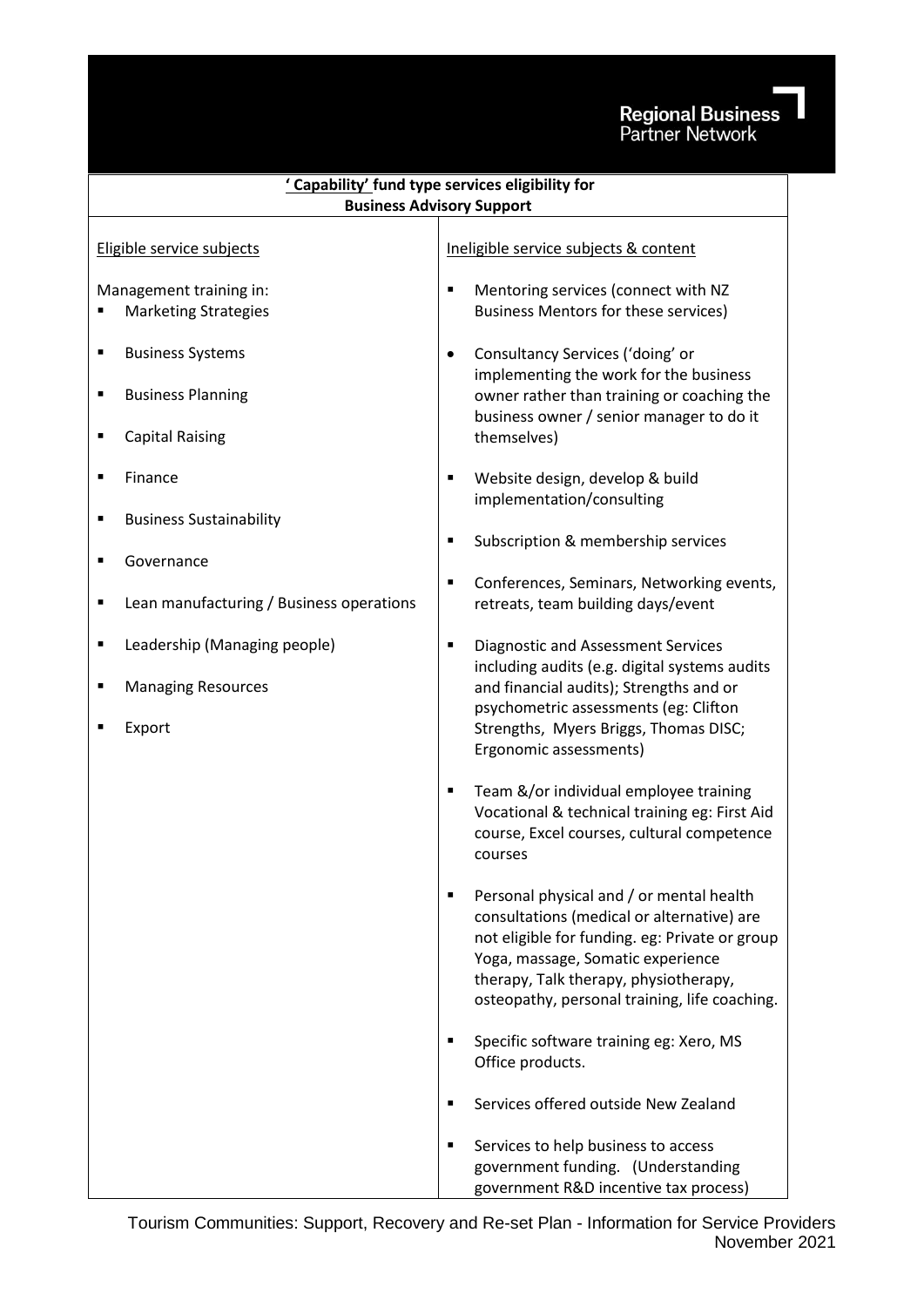## 'Capability' fund type services eligibility for Business Advisory Support

| Eligible service subjects | Ineligible service subjects & content |
|---|---|
| Management training in:<br>▪ Marketing Strategies<br>▪ Business Systems<br>▪ Business Planning<br>▪ Capital Raising<br>▪ Finance<br>▪ Business Sustainability<br>▪ Governance<br>▪ Lean manufacturing / Business operations<br>▪ Leadership (Managing people)<br>▪ Managing Resources<br>▪ Export | ▪ Mentoring services (connect with NZ Business Mentors for these services)<br>• Consultancy Services ('doing' or implementing the work for the business owner rather than training or coaching the business owner / senior manager to do it themselves)<br>▪ Website design, develop & build implementation/consulting<br>▪ Subscription & membership services<br>▪ Conferences, Seminars, Networking events, retreats, team building days/event<br>▪ Diagnostic and Assessment Services including audits (e.g. digital systems audits and financial audits); Strengths and or psychometric assessments (eg: Clifton Strengths, Myers Briggs, Thomas DISC; Ergonomic assessments)<br>▪ Team &/or individual employee training Vocational & technical training eg: First Aid course, Excel courses, cultural competence courses<br>▪ Personal physical and / or mental health consultations (medical or alternative) are not eligible for funding. eg: Private or group Yoga, massage, Somatic experience therapy, Talk therapy, physiotherapy, osteopathy, personal training, life coaching.<br>▪ Specific software training eg: Xero, MS Office products.<br>▪ Services offered outside New Zealand<br>▪ Services to help business to access government funding. (Understanding government R&D incentive tax process) |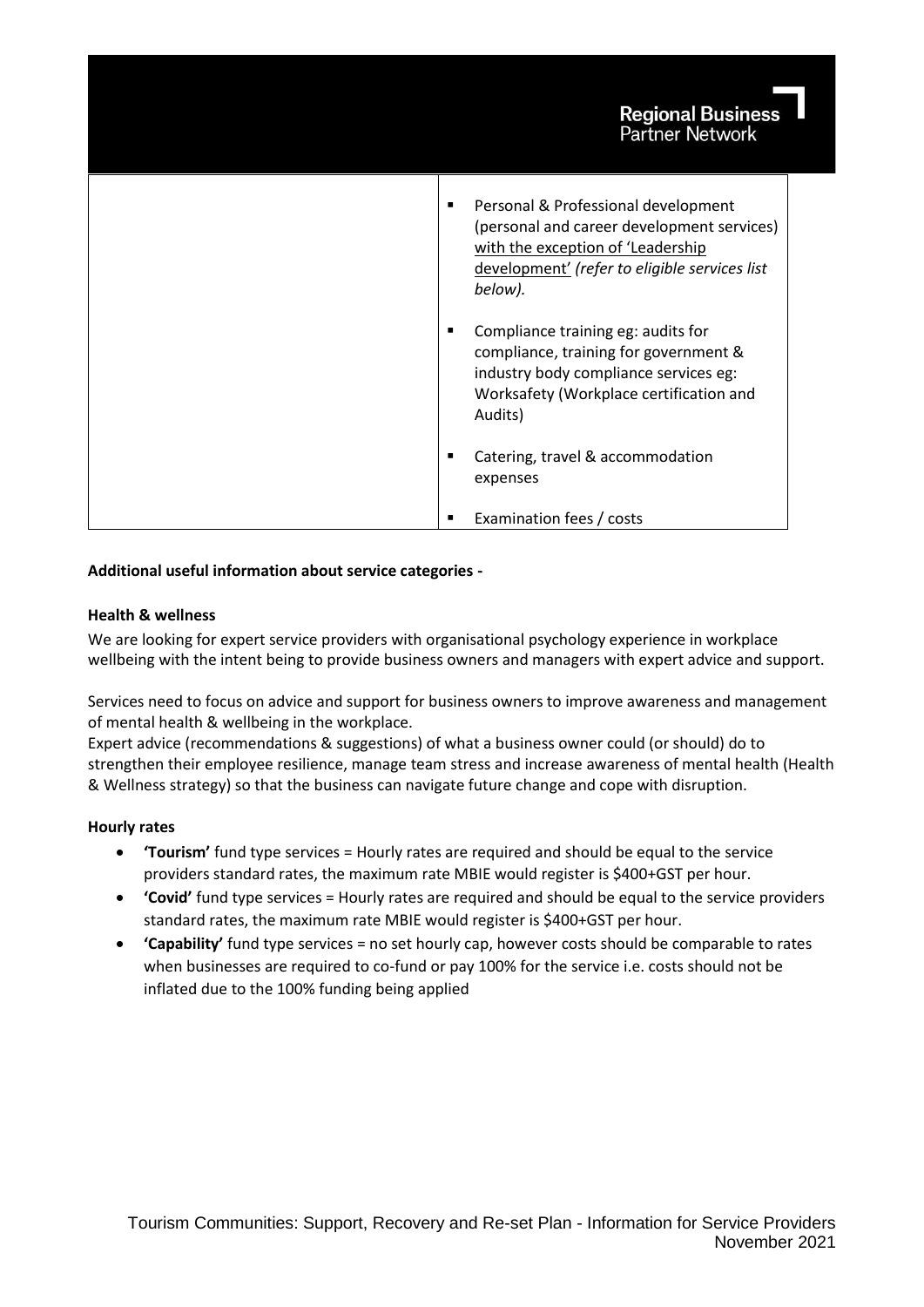| | |
|---|---|
| | ▪ Personal & Professional development (personal and career development services) with the exception of 'Leadership development' *(refer to eligible services list below).*<br><br>▪ Compliance training eg: audits for compliance, training for government & industry body compliance services eg: Worksafety (Workplace certification and Audits)<br><br>▪ Catering, travel & accommodation expenses<br><br>▪ Examination fees / costs |

**Additional useful information about service categories -**

**Health & wellness**

We are looking for expert service providers with organisational psychology experience in workplace wellbeing with the intent being to provide business owners and managers with expert advice and support.

Services need to focus on advice and support for business owners to improve awareness and management of mental health & wellbeing in the workplace.
Expert advice (recommendations & suggestions) of what a business owner could (or should) do to strengthen their employee resilience, manage team stress and increase awareness of mental health (Health & Wellness strategy) so that the business can navigate future change and cope with disruption.

**Hourly rates**

- **'Tourism'** fund type services = Hourly rates are required and should be equal to the service providers standard rates, the maximum rate MBIE would register is $400+GST per hour.
- **'Covid'** fund type services = Hourly rates are required and should be equal to the service providers standard rates, the maximum rate MBIE would register is $400+GST per hour.
- **'Capability'** fund type services = no set hourly cap, however costs should be comparable to rates when businesses are required to co-fund or pay 100% for the service i.e. costs should not be inflated due to the 100% funding being applied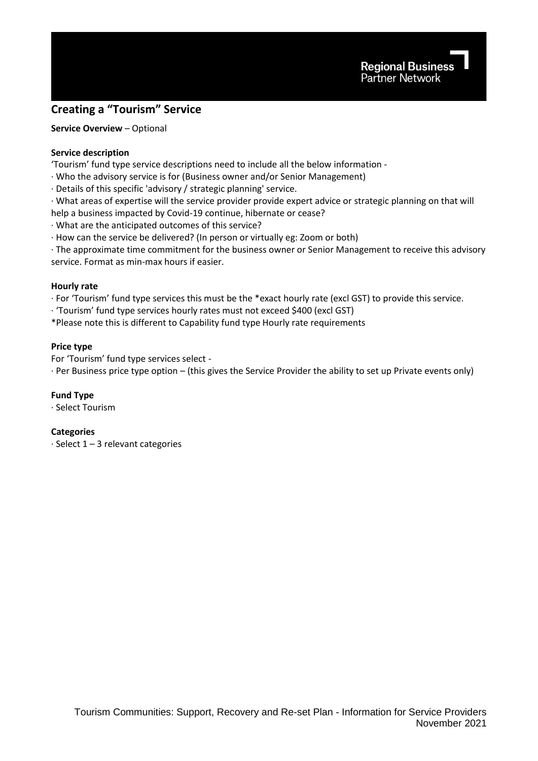## Creating a “Tourism” Service

**Service Overview** – Optional

**Service description**

‘Tourism’ fund type service descriptions need to include all the below information -

- Who the advisory service is for (Business owner and/or Senior Management)
- Details of this specific 'advisory / strategic planning' service.
- What areas of expertise will the service provider provide expert advice or strategic planning on that will help a business impacted by Covid-19 continue, hibernate or cease?
- What are the anticipated outcomes of this service?
- How can the service be delivered? (In person or virtually eg: Zoom or both)
- The approximate time commitment for the business owner or Senior Management to receive this advisory service. Format as min-max hours if easier.

**Hourly rate**

- For ‘Tourism’ fund type services this must be the *exact hourly rate (excl GST) to provide this service.
- ‘Tourism’ fund type services hourly rates must not exceed $400 (excl GST)

*Please note this is different to Capability fund type Hourly rate requirements

**Price type**

For ‘Tourism’ fund type services select -

- Per Business price type option – (this gives the Service Provider the ability to set up Private events only)

**Fund Type**

- Select Tourism

**Categories**

- Select 1 – 3 relevant categories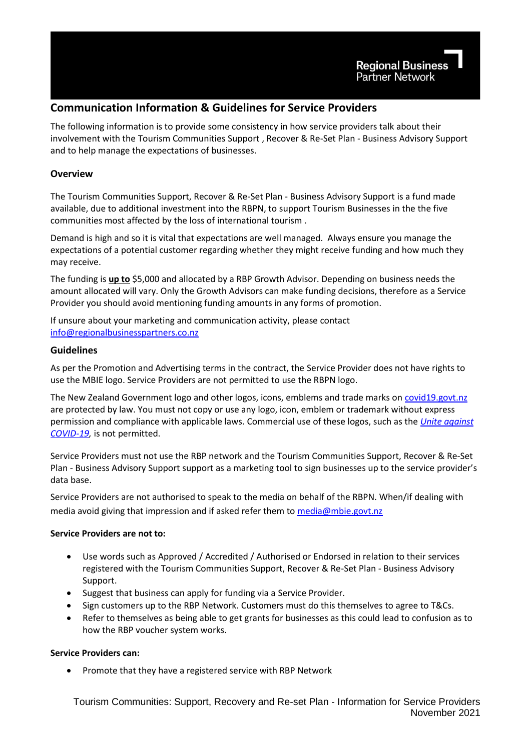Regional Business Partner Network

## Communication Information & Guidelines for Service Providers

The following information is to provide some consistency in how service providers talk about their involvement with the Tourism Communities Support , Recover & Re-Set Plan - Business Advisory Support and to help manage the expectations of businesses.

### Overview

The Tourism Communities Support, Recover & Re-Set Plan - Business Advisory Support is a fund made available, due to additional investment into the RBPN, to support Tourism Businesses in the the five communities most affected by the loss of international tourism .

Demand is high and so it is vital that expectations are well managed. Always ensure you manage the expectations of a potential customer regarding whether they might receive funding and how much they may receive.

The funding is **up to** $5,000 and allocated by a RBP Growth Advisor. Depending on business needs the amount allocated will vary. Only the Growth Advisors can make funding decisions, therefore as a Service Provider you should avoid mentioning funding amounts in any forms of promotion.

If unsure about your marketing and communication activity, please contact info@regionalbusinesspartners.co.nz

### Guidelines

As per the Promotion and Advertising terms in the contract, the Service Provider does not have rights to use the MBIE logo. Service Providers are not permitted to use the RBPN logo.

The New Zealand Government logo and other logos, icons, emblems and trade marks on covid19.govt.nz are protected by law. You must not copy or use any logo, icon, emblem or trademark without express permission and compliance with applicable laws. Commercial use of these logos, such as the *Unite against COVID-19*, is not permitted.

Service Providers must not use the RBP network and the Tourism Communities Support, Recover & Re-Set Plan - Business Advisory Support support as a marketing tool to sign businesses up to the service provider's data base.

Service Providers are not authorised to speak to the media on behalf of the RBPN. When/if dealing with media avoid giving that impression and if asked refer them to media@mbie.govt.nz

**Service Providers are not to:**

- Use words such as Approved / Accredited / Authorised or Endorsed in relation to their services registered with the Tourism Communities Support, Recover & Re-Set Plan - Business Advisory Support.
- Suggest that business can apply for funding via a Service Provider.
- Sign customers up to the RBP Network. Customers must do this themselves to agree to T&Cs.
- Refer to themselves as being able to get grants for businesses as this could lead to confusion as to how the RBP voucher system works.

**Service Providers can:**

- Promote that they have a registered service with RBP Network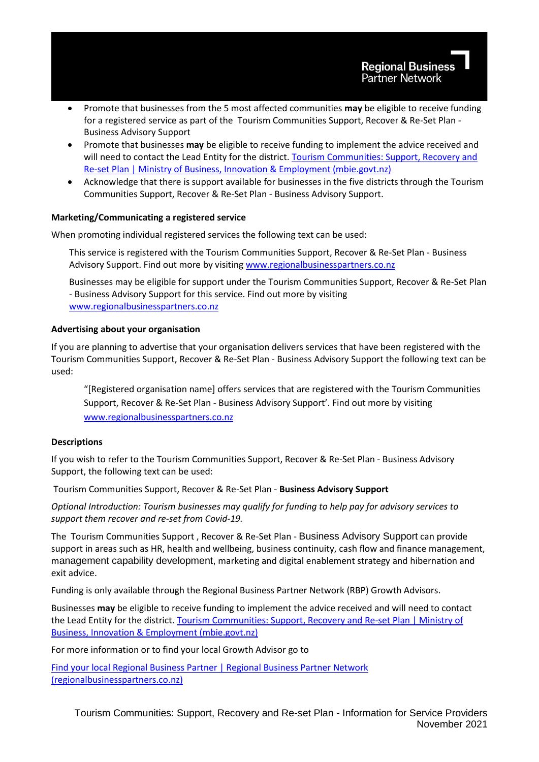- Promote that businesses from the 5 most affected communities **may** be eligible to receive funding for a registered service as part of the Tourism Communities Support, Recover & Re-Set Plan - Business Advisory Support
- Promote that businesses **may** be eligible to receive funding to implement the advice received and will need to contact the Lead Entity for the district. [Tourism Communities: Support, Recovery and Re-set Plan | Ministry of Business, Innovation & Employment (mbie.govt.nz)](mbie.govt.nz)
- Acknowledge that there is support available for businesses in the five districts through the Tourism Communities Support, Recover & Re-Set Plan - Business Advisory Support.

**Marketing/Communicating a registered service**

When promoting individual registered services the following text can be used:

> This service is registered with the Tourism Communities Support, Recover & Re-Set Plan - Business Advisory Support. Find out more by visiting www.regionalbusinesspartners.co.nz
>
> Businesses may be eligible for support under the Tourism Communities Support, Recover & Re-Set Plan - Business Advisory Support for this service. Find out more by visiting www.regionalbusinesspartners.co.nz

**Advertising about your organisation**

If you are planning to advertise that your organisation delivers services that have been registered with the Tourism Communities Support, Recover & Re-Set Plan - Business Advisory Support the following text can be used:

> "[Registered organisation name] offers services that are registered with the Tourism Communities Support, Recover & Re-Set Plan - Business Advisory Support'. Find out more by visiting www.regionalbusinesspartners.co.nz

**Descriptions**

If you wish to refer to the Tourism Communities Support, Recover & Re-Set Plan - Business Advisory Support, the following text can be used:

Tourism Communities Support, Recover & Re-Set Plan - **Business Advisory Support**

*Optional Introduction: Tourism businesses may qualify for funding to help pay for advisory services to support them recover and re-set from Covid-19.*

The Tourism Communities Support , Recover & Re-Set Plan - Business Advisory Support can provide support in areas such as HR, health and wellbeing, business continuity, cash flow and finance management, management capability development, marketing and digital enablement strategy and hibernation and exit advice.

Funding is only available through the Regional Business Partner Network (RBP) Growth Advisors.

Businesses **may** be eligible to receive funding to implement the advice received and will need to contact the Lead Entity for the district. [Tourism Communities: Support, Recovery and Re-set Plan | Ministry of Business, Innovation & Employment (mbie.govt.nz)](mbie.govt.nz)

For more information or to find your local Growth Advisor go to

[Find your local Regional Business Partner | Regional Business Partner Network (regionalbusinesspartners.co.nz)](regionalbusinesspartners.co.nz)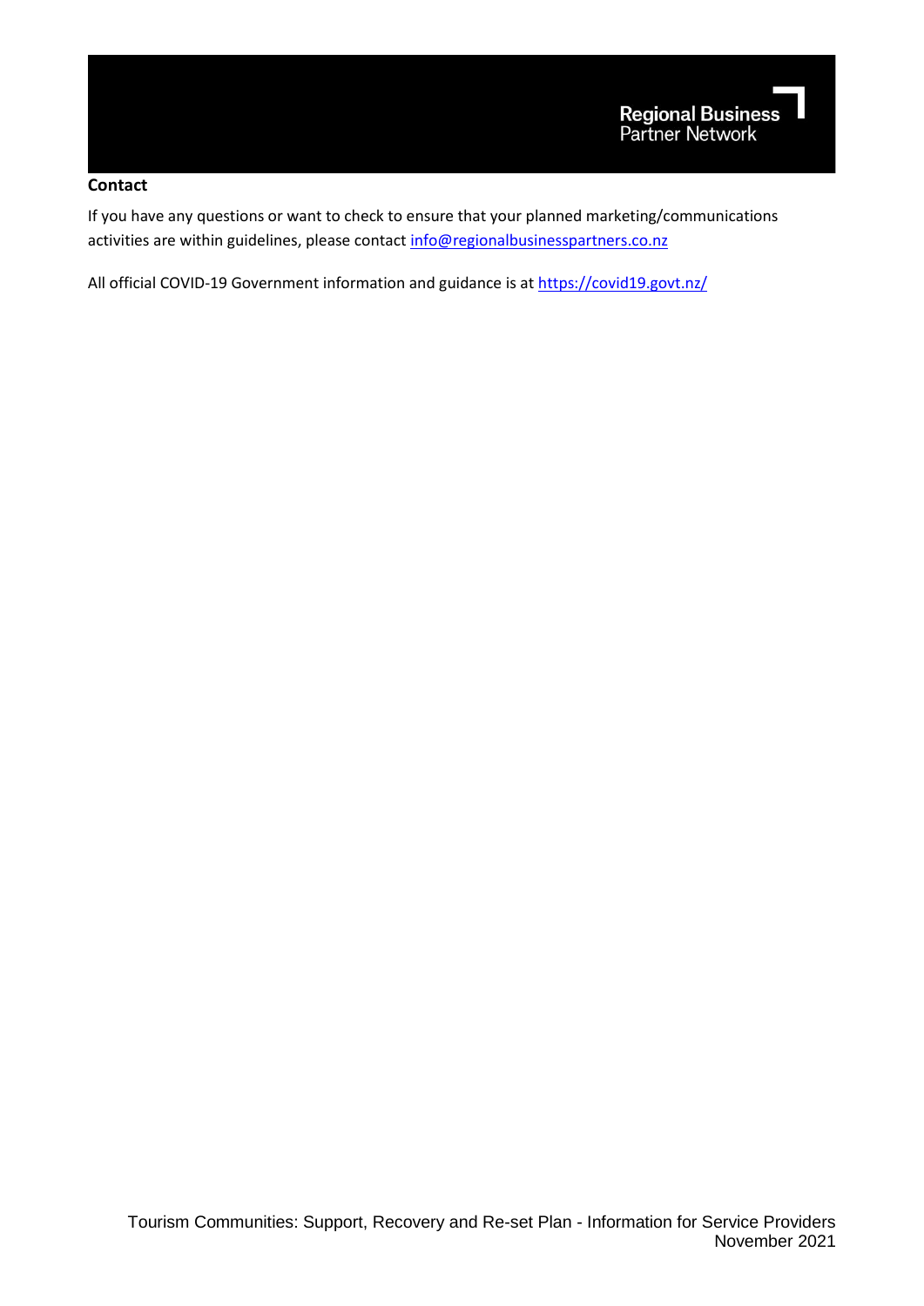**Contact**

If you have any questions or want to check to ensure that your planned marketing/communications activities are within guidelines, please contact [info@regionalbusinesspartners.co.nz](mailto:info@regionalbusinesspartners.co.nz)

All official COVID-19 Government information and guidance is at [https://covid19.govt.nz/](https://covid19.govt.nz/)